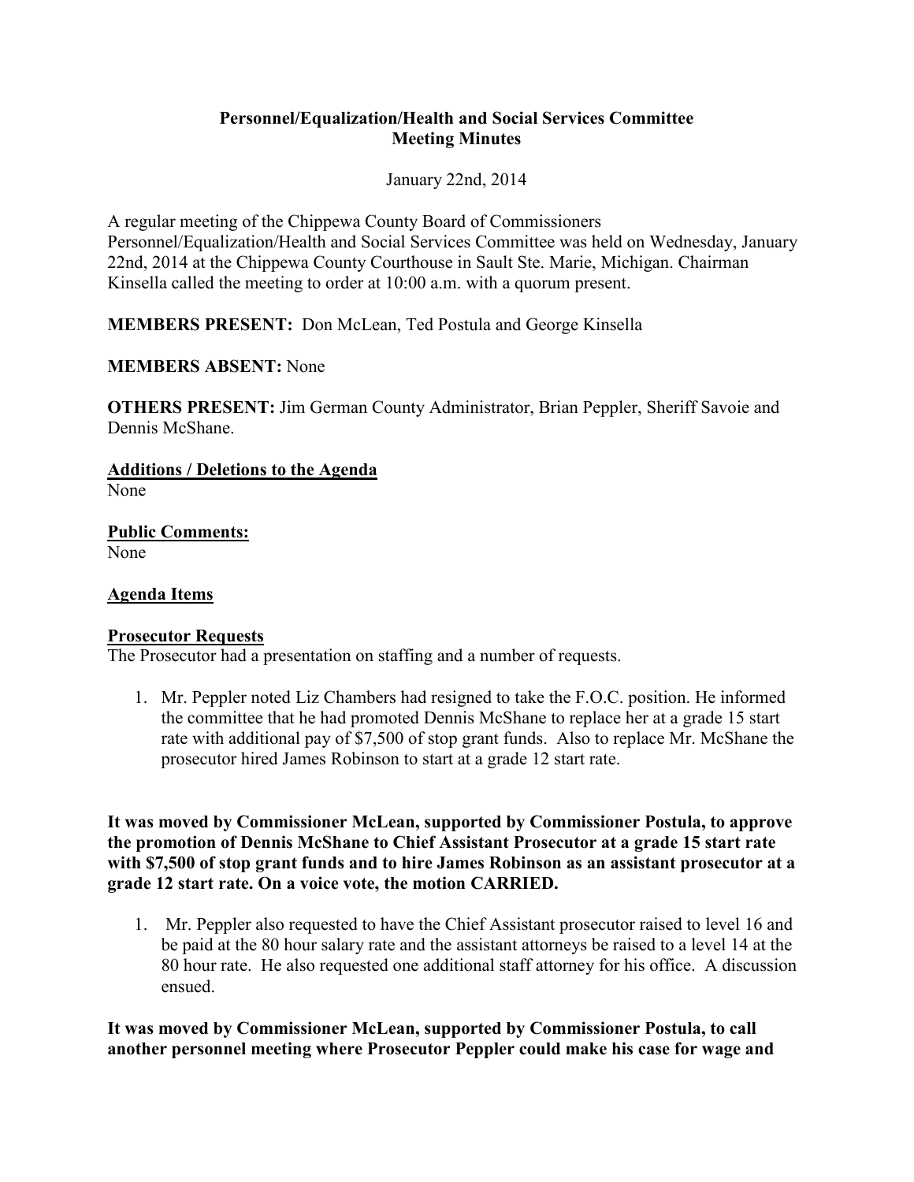**Personnel/Equalization/Health and Social Services Committee**
**Meeting Minutes**

January 22nd, 2014

A regular meeting of the Chippewa County Board of Commissioners Personnel/Equalization/Health and Social Services Committee was held on Wednesday, January 22nd, 2014 at the Chippewa County Courthouse in Sault Ste. Marie, Michigan. Chairman Kinsella called the meeting to order at 10:00 a.m. with a quorum present.

**MEMBERS PRESENT:** Don McLean, Ted Postula and George Kinsella

**MEMBERS ABSENT:** None

**OTHERS PRESENT:** Jim German County Administrator, Brian Peppler, Sheriff Savoie and Dennis McShane.

**Additions / Deletions to the Agenda**
None

**Public Comments:**
None

**Agenda Items**

**Prosecutor Requests**
The Prosecutor had a presentation on staffing and a number of requests.

1. Mr. Peppler noted Liz Chambers had resigned to take the F.O.C. position. He informed the committee that he had promoted Dennis McShane to replace her at a grade 15 start rate with additional pay of $7,500 of stop grant funds. Also to replace Mr. McShane the prosecutor hired James Robinson to start at a grade 12 start rate.

**It was moved by Commissioner McLean, supported by Commissioner Postula, to approve the promotion of Dennis McShane to Chief Assistant Prosecutor at a grade 15 start rate with $7,500 of stop grant funds and to hire James Robinson as an assistant prosecutor at a grade 12 start rate. On a voice vote, the motion CARRIED.**

1. Mr. Peppler also requested to have the Chief Assistant prosecutor raised to level 16 and be paid at the 80 hour salary rate and the assistant attorneys be raised to a level 14 at the 80 hour rate. He also requested one additional staff attorney for his office. A discussion ensued.

**It was moved by Commissioner McLean, supported by Commissioner Postula, to call another personnel meeting where Prosecutor Peppler could make his case for wage and**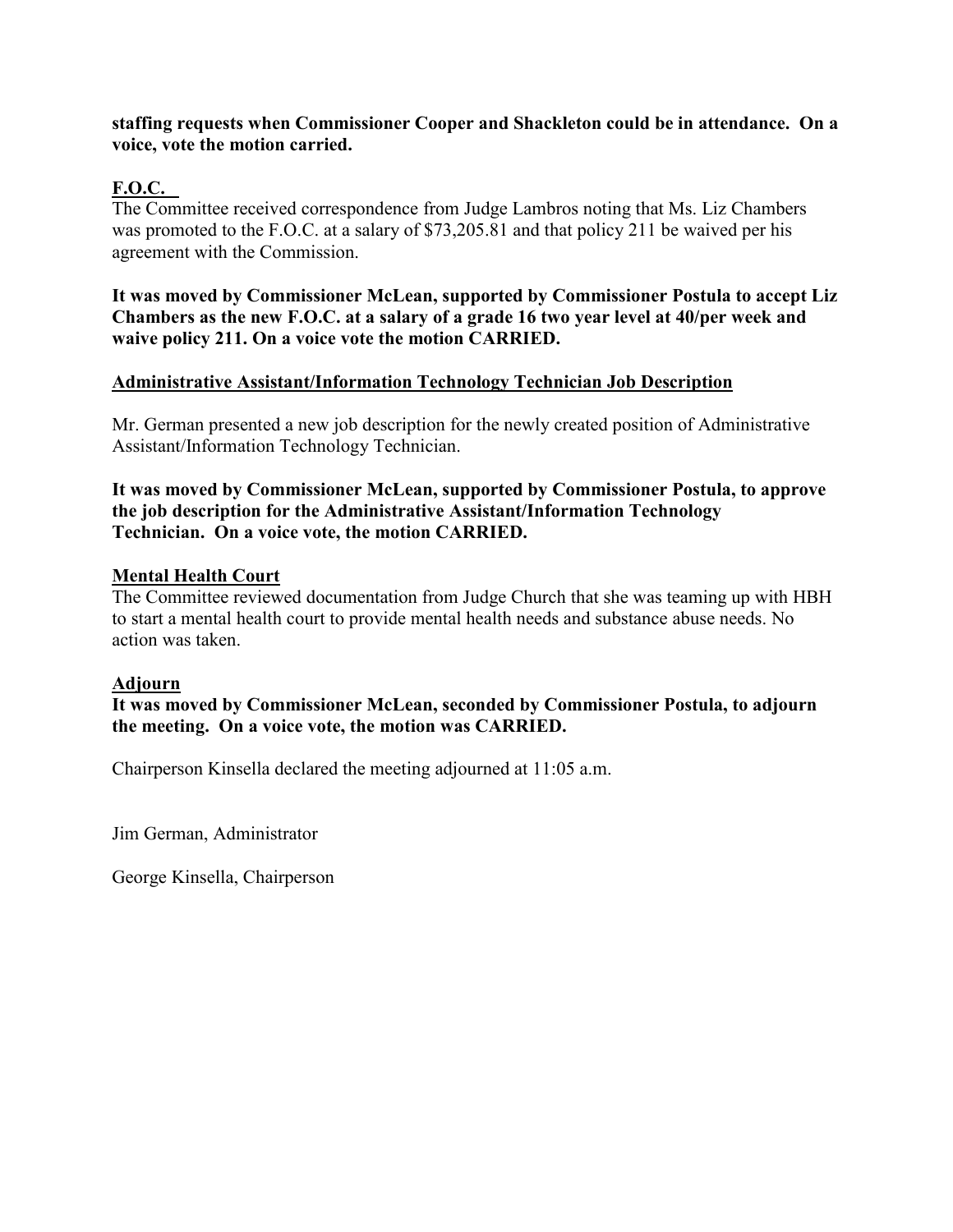**staffing requests when Commissioner Cooper and Shackleton could be in attendance. On a voice, vote the motion carried.**

**F.O.C.**

The Committee received correspondence from Judge Lambros noting that Ms. Liz Chambers was promoted to the F.O.C. at a salary of $73,205.81 and that policy 211 be waived per his agreement with the Commission.

**It was moved by Commissioner McLean, supported by Commissioner Postula to accept Liz Chambers as the new F.O.C. at a salary of a grade 16 two year level at 40/per week and waive policy 211. On a voice vote the motion CARRIED.**

**Administrative Assistant/Information Technology Technician Job Description**

Mr. German presented a new job description for the newly created position of Administrative Assistant/Information Technology Technician.

**It was moved by Commissioner McLean, supported by Commissioner Postula, to approve the job description for the Administrative Assistant/Information Technology Technician. On a voice vote, the motion CARRIED.**

**Mental Health Court**

The Committee reviewed documentation from Judge Church that she was teaming up with HBH to start a mental health court to provide mental health needs and substance abuse needs. No action was taken.

**Adjourn**

**It was moved by Commissioner McLean, seconded by Commissioner Postula, to adjourn the meeting. On a voice vote, the motion was CARRIED.**

Chairperson Kinsella declared the meeting adjourned at 11:05 a.m.

Jim German, Administrator

George Kinsella, Chairperson